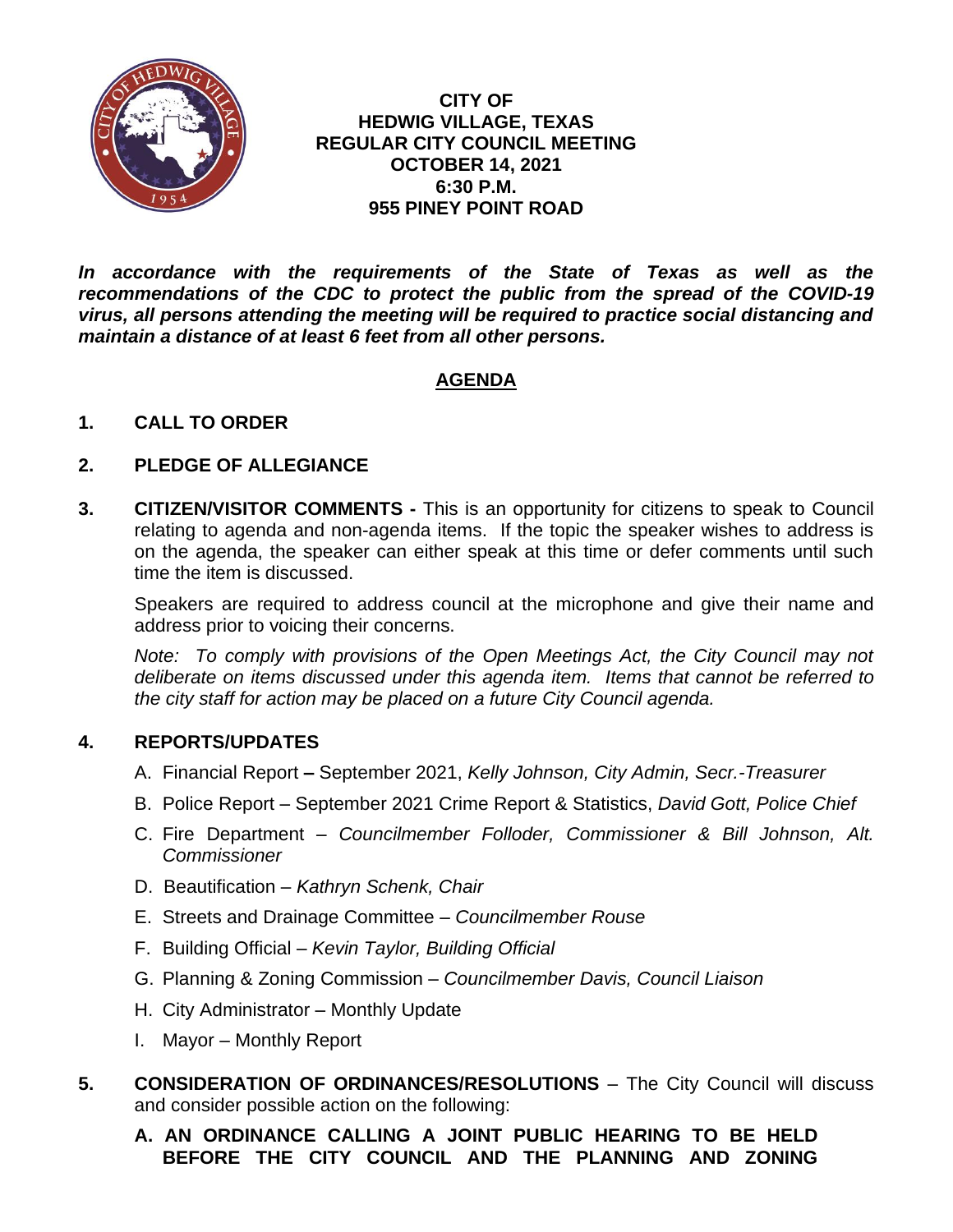**CITY OF**
**HEDWIG VILLAGE, TEXAS**
**REGULAR CITY COUNCIL MEETING**
**OCTOBER 14, 2021**
**6:30 P.M.**
**955 PINEY POINT ROAD**

***In accordance with the requirements of the State of Texas as well as the recommendations of the CDC to protect the public from the spread of the COVID-19 virus, all persons attending the meeting will be required to practice social distancing and maintain a distance of at least 6 feet from all other persons.***

## AGENDA

**1. CALL TO ORDER**

**2. PLEDGE OF ALLEGIANCE**

**3. CITIZEN/VISITOR COMMENTS -** This is an opportunity for citizens to speak to Council relating to agenda and non-agenda items. If the topic the speaker wishes to address is on the agenda, the speaker can either speak at this time or defer comments until such time the item is discussed.

Speakers are required to address council at the microphone and give their name and address prior to voicing their concerns.

*Note: To comply with provisions of the Open Meetings Act, the City Council may not deliberate on items discussed under this agenda item. Items that cannot be referred to the city staff for action may be placed on a future City Council agenda.*

**4. REPORTS/UPDATES**

A. Financial Report **–** September 2021, *Kelly Johnson, City Admin, Secr.-Treasurer*

B. Police Report – September 2021 Crime Report & Statistics, *David Gott, Police Chief*

C. Fire Department – *Councilmember Folloder, Commissioner & Bill Johnson, Alt. Commissioner*

D. Beautification – *Kathryn Schenk, Chair*

E. Streets and Drainage Committee – *Councilmember Rouse*

F. Building Official – *Kevin Taylor, Building Official*

G. Planning & Zoning Commission – *Councilmember Davis, Council Liaison*

H. City Administrator – Monthly Update

I. Mayor – Monthly Report

**5. CONSIDERATION OF ORDINANCES/RESOLUTIONS** – The City Council will discuss and consider possible action on the following:

**A. AN ORDINANCE CALLING A JOINT PUBLIC HEARING TO BE HELD BEFORE THE CITY COUNCIL AND THE PLANNING AND ZONING**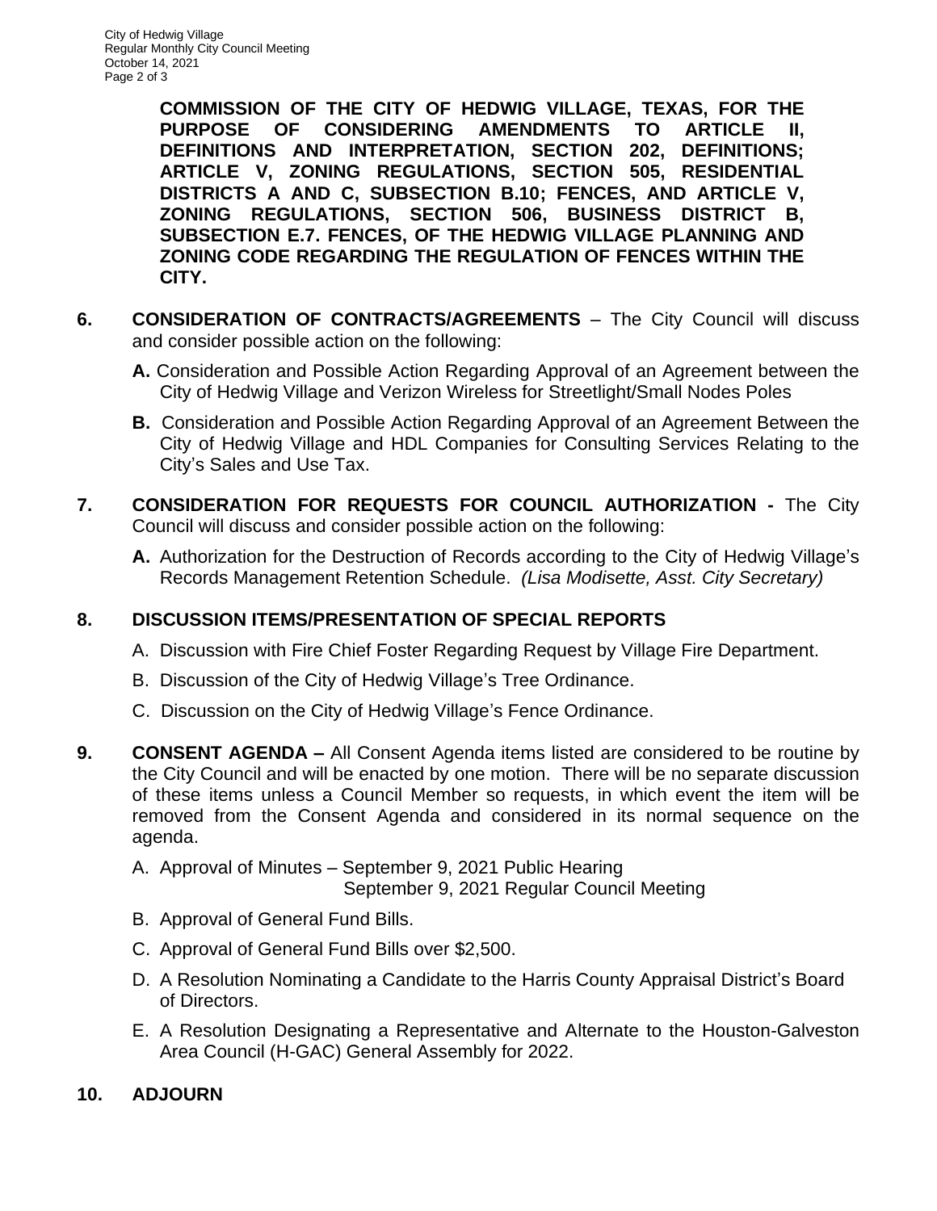**COMMISSION OF THE CITY OF HEDWIG VILLAGE, TEXAS, FOR THE PURPOSE OF CONSIDERING AMENDMENTS TO ARTICLE II, DEFINITIONS AND INTERPRETATION, SECTION 202, DEFINITIONS; ARTICLE V, ZONING REGULATIONS, SECTION 505, RESIDENTIAL DISTRICTS A AND C, SUBSECTION B.10; FENCES, AND ARTICLE V, ZONING REGULATIONS, SECTION 506, BUSINESS DISTRICT B, SUBSECTION E.7. FENCES, OF THE HEDWIG VILLAGE PLANNING AND ZONING CODE REGARDING THE REGULATION OF FENCES WITHIN THE CITY.**

**6. CONSIDERATION OF CONTRACTS/AGREEMENTS** – The City Council will discuss and consider possible action on the following:

**A.** Consideration and Possible Action Regarding Approval of an Agreement between the City of Hedwig Village and Verizon Wireless for Streetlight/Small Nodes Poles

**B.** Consideration and Possible Action Regarding Approval of an Agreement Between the City of Hedwig Village and HDL Companies for Consulting Services Relating to the City's Sales and Use Tax.

**7. CONSIDERATION FOR REQUESTS FOR COUNCIL AUTHORIZATION -** The City Council will discuss and consider possible action on the following:

**A.** Authorization for the Destruction of Records according to the City of Hedwig Village's Records Management Retention Schedule. *(Lisa Modisette, Asst. City Secretary)*

**8. DISCUSSION ITEMS/PRESENTATION OF SPECIAL REPORTS**

A. Discussion with Fire Chief Foster Regarding Request by Village Fire Department.

B. Discussion of the City of Hedwig Village's Tree Ordinance.

C. Discussion on the City of Hedwig Village's Fence Ordinance.

**9. CONSENT AGENDA –** All Consent Agenda items listed are considered to be routine by the City Council and will be enacted by one motion. There will be no separate discussion of these items unless a Council Member so requests, in which event the item will be removed from the Consent Agenda and considered in its normal sequence on the agenda.

A. Approval of Minutes – September 9, 2021 Public Hearing
September 9, 2021 Regular Council Meeting

B. Approval of General Fund Bills.

C. Approval of General Fund Bills over $2,500.

D. A Resolution Nominating a Candidate to the Harris County Appraisal District's Board of Directors.

E. A Resolution Designating a Representative and Alternate to the Houston-Galveston Area Council (H-GAC) General Assembly for 2022.

**10. ADJOURN**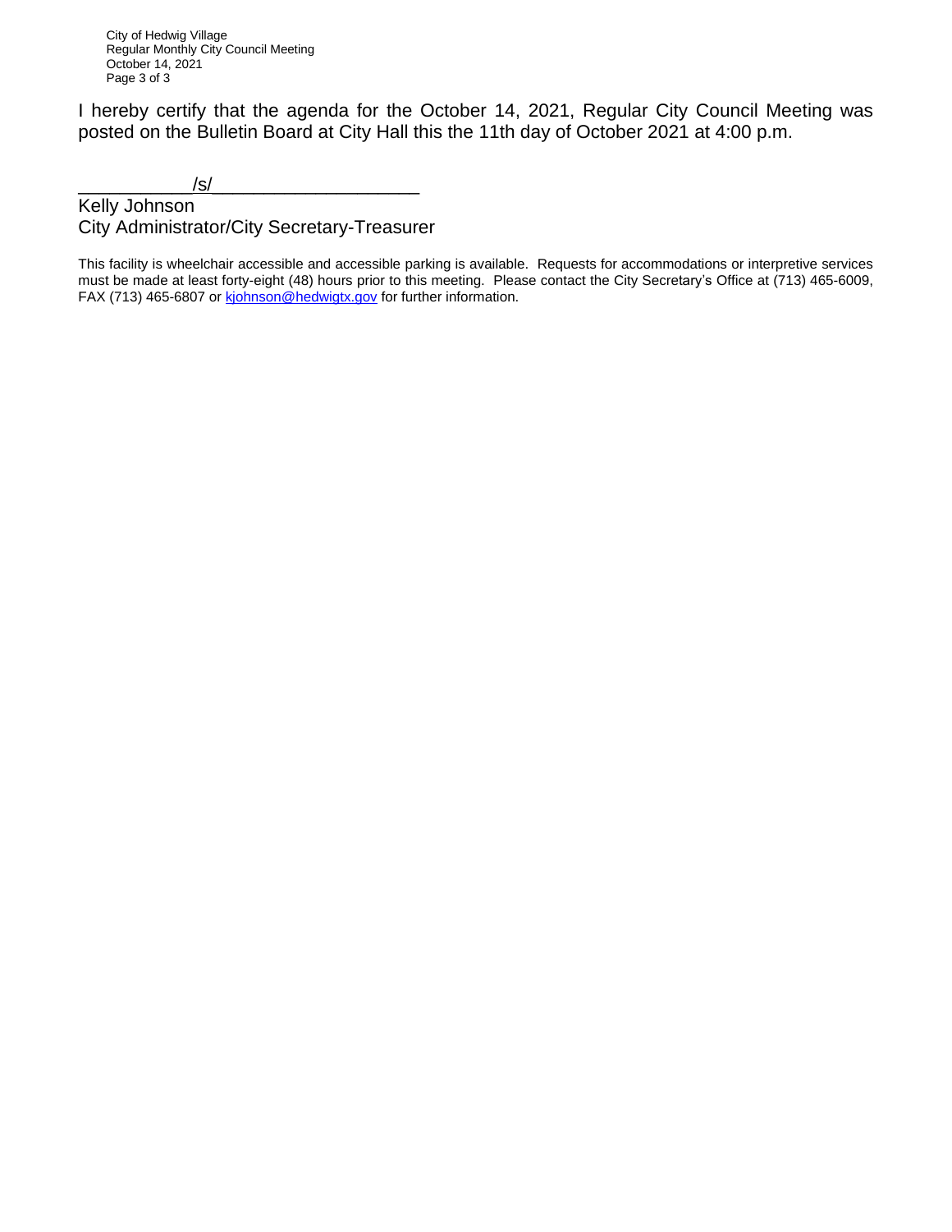I hereby certify that the agenda for the October 14, 2021, Regular City Council Meeting was posted on the Bulletin Board at City Hall this the 11th day of October 2021 at 4:00 p.m.

___________/s/___________________

Kelly Johnson
City Administrator/City Secretary-Treasurer

This facility is wheelchair accessible and accessible parking is available. Requests for accommodations or interpretive services must be made at least forty-eight (48) hours prior to this meeting. Please contact the City Secretary's Office at (713) 465-6009, FAX (713) 465-6807 or kjohnson@hedwigtx.gov for further information.